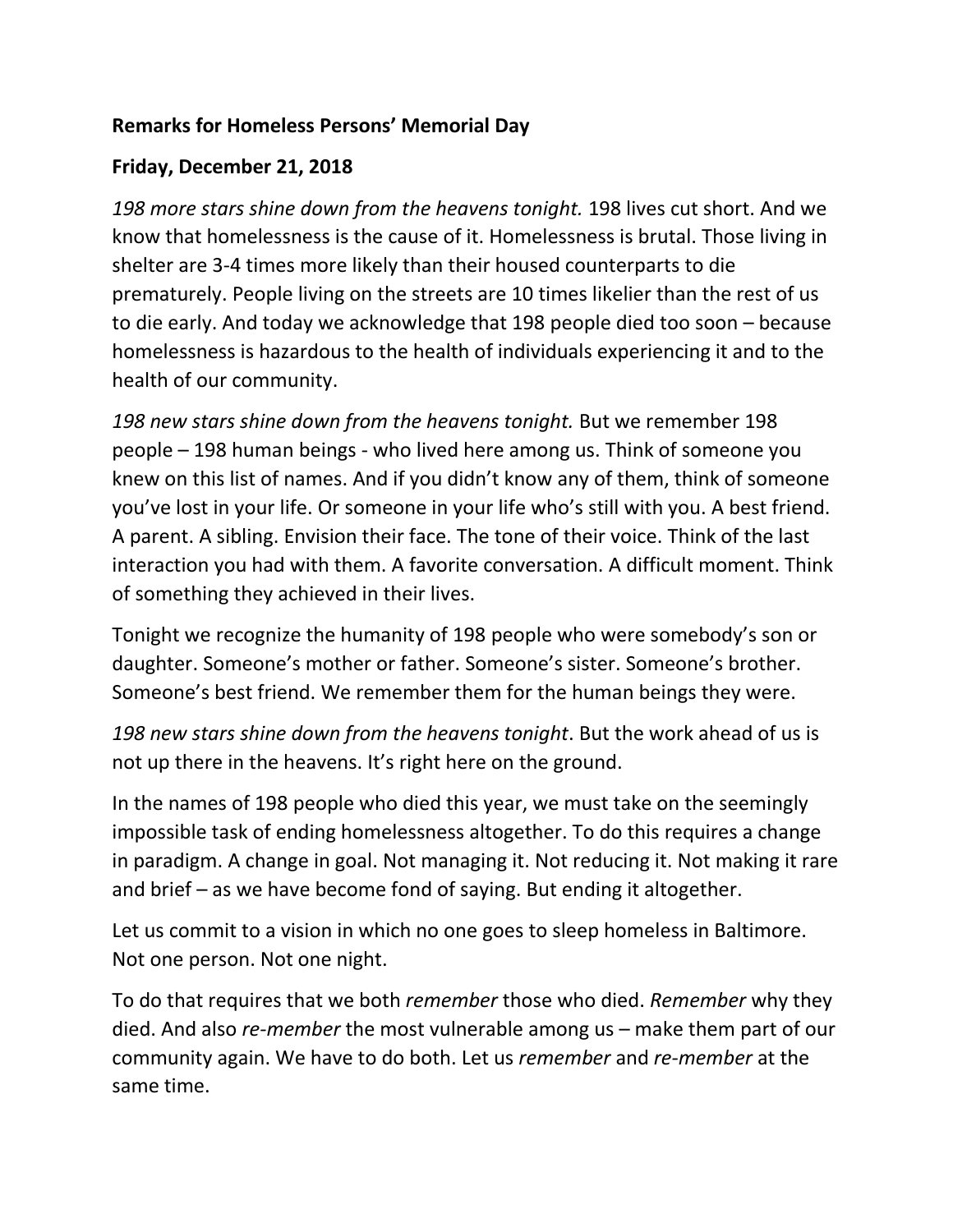**Remarks for Homeless Persons' Memorial Day**

**Friday, December 21, 2018**

*198 more stars shine down from the heavens tonight.* 198 lives cut short. And we know that homelessness is the cause of it. Homelessness is brutal. Those living in shelter are 3-4 times more likely than their housed counterparts to die prematurely. People living on the streets are 10 times likelier than the rest of us to die early. And today we acknowledge that 198 people died too soon – because homelessness is hazardous to the health of individuals experiencing it and to the health of our community.

*198 new stars shine down from the heavens tonight.* But we remember 198 people – 198 human beings - who lived here among us. Think of someone you knew on this list of names. And if you didn't know any of them, think of someone you've lost in your life. Or someone in your life who's still with you. A best friend. A parent. A sibling. Envision their face. The tone of their voice. Think of the last interaction you had with them. A favorite conversation. A difficult moment. Think of something they achieved in their lives.

Tonight we recognize the humanity of 198 people who were somebody's son or daughter. Someone's mother or father. Someone's sister. Someone's brother. Someone's best friend. We remember them for the human beings they were.

*198 new stars shine down from the heavens tonight*. But the work ahead of us is not up there in the heavens. It's right here on the ground.

In the names of 198 people who died this year, we must take on the seemingly impossible task of ending homelessness altogether. To do this requires a change in paradigm. A change in goal. Not managing it. Not reducing it. Not making it rare and brief – as we have become fond of saying. But ending it altogether.

Let us commit to a vision in which no one goes to sleep homeless in Baltimore. Not one person. Not one night.

To do that requires that we both *remember* those who died. *Remember* why they died. And also *re-member* the most vulnerable among us – make them part of our community again. We have to do both. Let us *remember* and *re-member* at the same time.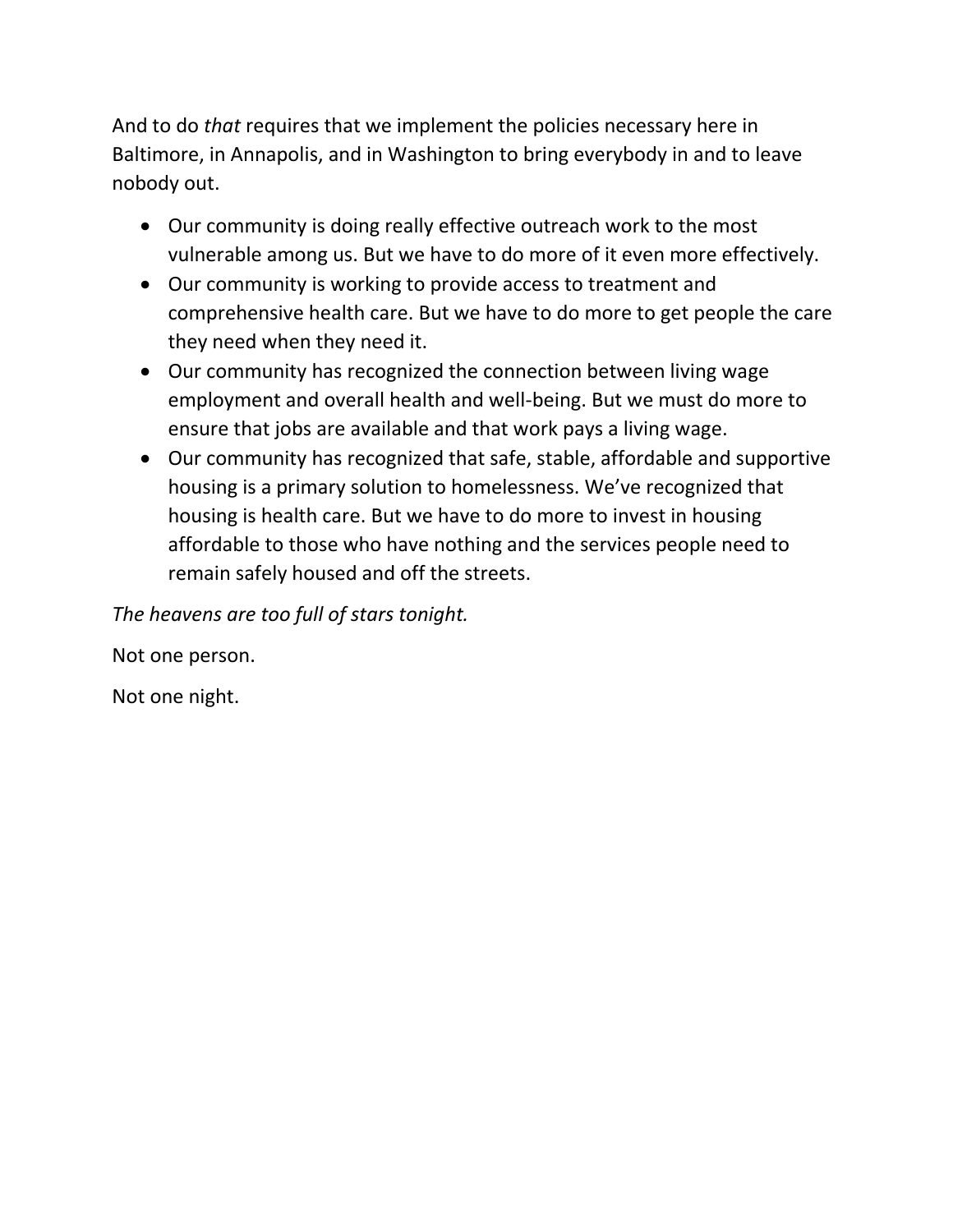And to do *that* requires that we implement the policies necessary here in Baltimore, in Annapolis, and in Washington to bring everybody in and to leave nobody out.

- Our community is doing really effective outreach work to the most vulnerable among us. But we have to do more of it even more effectively.
- Our community is working to provide access to treatment and comprehensive health care. But we have to do more to get people the care they need when they need it.
- Our community has recognized the connection between living wage employment and overall health and well-being. But we must do more to ensure that jobs are available and that work pays a living wage.
- Our community has recognized that safe, stable, affordable and supportive housing is a primary solution to homelessness. We've recognized that housing is health care. But we have to do more to invest in housing affordable to those who have nothing and the services people need to remain safely housed and off the streets.

*The heavens are too full of stars tonight.*

Not one person.

Not one night.